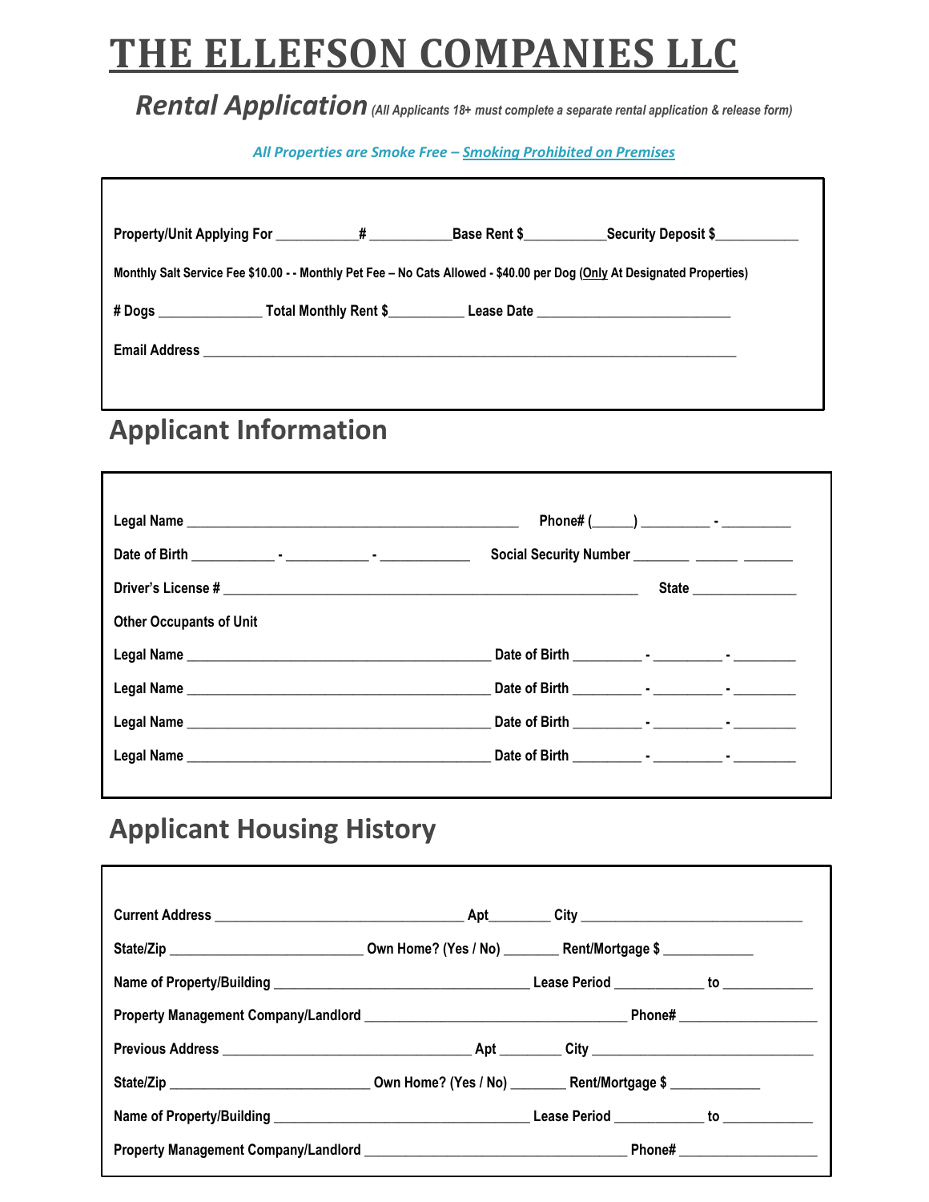# THE ELLEFSON COMPANIES LLC

## *Rental Application* *(All Applicants 18+ must complete a separate rental application & release form)*

*All Properties are Smoke Free – Smoking Prohibited on Premises*

**Property/Unit Applying For** ___________ **#** ___________ **Base Rent $**___________ **Security Deposit $**___________

**Monthly Salt Service Fee $10.00 - - Monthly Pet Fee – No Cats Allowed - $40.00 per Dog (Only At Designated Properties)**

**# Dogs** ______________ **Total Monthly Rent $**__________ **Lease Date** __________________________

**Email Address** ________________________________________________________________________

## Applicant Information

**Legal Name** _____________________________________________ **Phone# (**_____**)** _________ **-** _________

**Date of Birth** ___________ **-** ___________ **-** ____________ **Social Security Number** _______ _____ ______

**Driver's License #** _______________________________________________________ **State** ______________

**Other Occupants of Unit**

**Legal Name** _________________________________________ **Date of Birth** _________ **-** _________ **-** ________

**Legal Name** _________________________________________ **Date of Birth** _________ **-** _________ **-** ________

**Legal Name** _________________________________________ **Date of Birth** _________ **-** _________ **-** ________

**Legal Name** _________________________________________ **Date of Birth** _________ **-** _________ **-** ________

## Applicant Housing History

**Current Address** _________________________________ **Apt**________ **City** ______________________________

**State/Zip** __________________________ **Own Home? (Yes / No)** _______ **Rent/Mortgage $** ____________

**Name of Property/Building** __________________________________ **Lease Period** ____________ **to** ____________

**Property Management Company/Landlord** ___________________________________ **Phone#** __________________

**Previous Address** _________________________________ **Apt** ________ **City** ______________________________

**State/Zip** __________________________ **Own Home? (Yes / No)** _______ **Rent/Mortgage $** ____________

**Name of Property/Building** __________________________________ **Lease Period** ____________ **to** ____________

**Property Management Company/Landlord** ___________________________________ **Phone#** __________________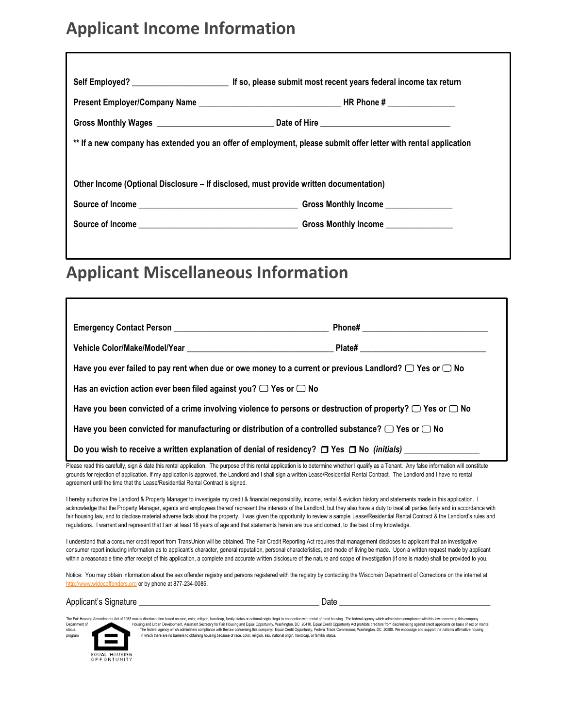## Applicant Income Information

**Self Employed?** ____________________ **If so, please submit most recent years federal income tax return**

**Present Employer/Company Name** ______________________________ **HR Phone #** ______________

**Gross Monthly Wages** ________________________ **Date of Hire** ___________________________

**\*\* If a new company has extended you an offer of employment, please submit offer letter with rental application**

**Other Income (Optional Disclosure – If disclosed, must provide written documentation)**

**Source of Income** _________________________________ **Gross Monthly Income** ______________

**Source of Income** _________________________________ **Gross Monthly Income** ______________

## Applicant Miscellaneous Information

**Emergency Contact Person** _________________________________ **Phone#** ___________________________

**Vehicle Color/Make/Model/Year** _______________________________ **Plate#** ___________________________

**Have you ever failed to pay rent when due or owe money to a current or previous Landlord?** ☐ **Yes or** ☐ **No**

**Has an eviction action ever been filed against you?** ☐ **Yes or** ☐ **No**

**Have you been convicted of a crime involving violence to persons or destruction of property?** ☐ **Yes or** ☐ **No**

**Have you been convicted for manufacturing or distribution of a controlled substance?** ☐ **Yes or** ☐ **No**

**Do you wish to receive a written explanation of denial of residency?** ☐ **Yes** ☐ **No** ***(initials)*** ________________

Please read this carefully, sign & date this rental application. The purpose of this rental application is to determine whether I qualify as a Tenant. Any false information will constitute grounds for rejection of application. If my application is approved, the Landlord and I shall sign a written Lease/Residential Rental Contract. The Landlord and I have no rental agreement until the time that the Lease/Residential Rental Contract is signed.

I hereby authorize the Landlord & Property Manager to investigate my credit & financial responsibility, income, rental & eviction history and statements made in this application. I acknowledge that the Property Manager, agents and employees thereof represent the interests of the Landlord, but they also have a duty to treat all parties fairly and in accordance with fair housing law, and to disclose material adverse facts about the property. I was given the opportunity to review a sample Lease/Residential Rental Contract & the Landlord's rules and regulations. I warrant and represent that I am at least 18 years of age and that statements herein are true and correct, to the best of my knowledge.

I understand that a consumer credit report from TransUnion will be obtained. The Fair Credit Reporting Act requires that management discloses to applicant that an investigative consumer report including information as to applicant's character, general reputation, personal characteristics, and mode of living be made. Upon a written request made by applicant within a reasonable time after receipt of this application, a complete and accurate written disclosure of the nature and scope of investigation (if one is made) shall be provided to you.

Notice: You may obtain information about the sex offender registry and persons registered with the registry by contacting the Wisconsin Department of Corrections on the internet at http://www.widocoffenders.org or by phone at 877-234-0085.

Applicant's Signature ________________________________________ Date ___________________________________

The Fair Housing Amendments Act of 1988 makes discrimination based on race, color, religion, handicap, family status or national origin illegal in connection with rental of most housing. The federal agency which administers compliance with this law concerning this company: Department of Housing and Urban Development, Assistant Secretary for Fair Housing and Equal Opportunity, Washington, DC 20410. Equal Credit Opportunity Act prohibits creditors from discriminating against credit applicants on basis of sex or marital status. The federal agency which administers compliance with the law concerning this company: Equal Credit Opportunity, Federal Trade Commission, Washington, DC 20580. We encourage and support the nation's affirmative housing program in which there are no barriers to obtaining housing because of race, color, religion, sex, national origin, handicap, or familial status.

EQUAL HOUSING OPPORTUNITY